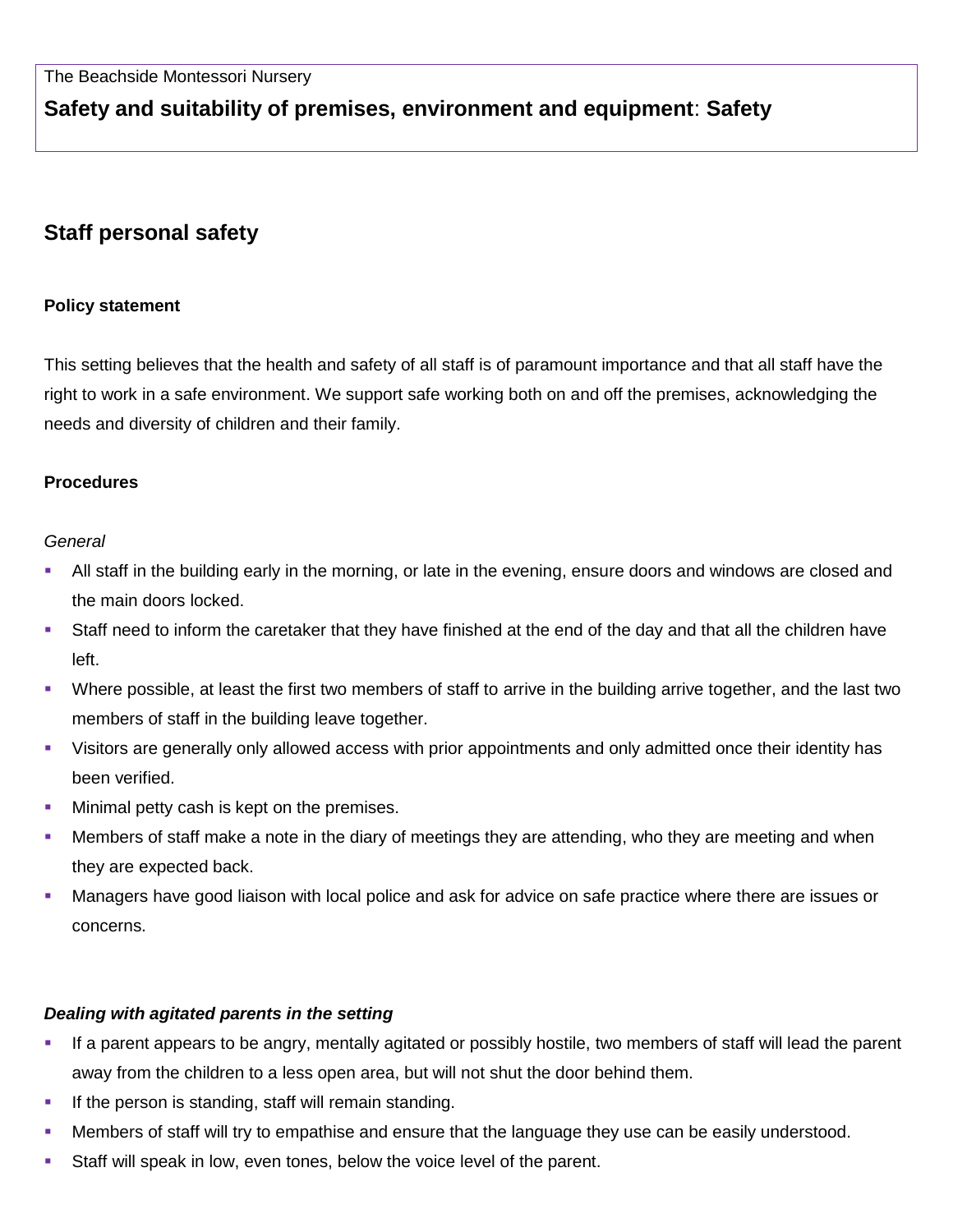The Beachside Montessori Nursery

**Safety and suitability of premises, environment and equipment**: **Safety**

## Staff personal safety

**Policy statement**

This setting believes that the health and safety of all staff is of paramount importance and that all staff have the right to work in a safe environment. We support safe working both on and off the premises, acknowledging the needs and diversity of children and their family.

**Procedures**

*General*

- All staff in the building early in the morning, or late in the evening, ensure doors and windows are closed and the main doors locked.
- Staff need to inform the caretaker that they have finished at the end of the day and that all the children have left.
- Where possible, at least the first two members of staff to arrive in the building arrive together, and the last two members of staff in the building leave together.
- Visitors are generally only allowed access with prior appointments and only admitted once their identity has been verified.
- Minimal petty cash is kept on the premises.
- Members of staff make a note in the diary of meetings they are attending, who they are meeting and when they are expected back.
- Managers have good liaison with local police and ask for advice on safe practice where there are issues or concerns.

***Dealing with agitated parents in the setting***

- If a parent appears to be angry, mentally agitated or possibly hostile, two members of staff will lead the parent away from the children to a less open area, but will not shut the door behind them.
- If the person is standing, staff will remain standing.
- Members of staff will try to empathise and ensure that the language they use can be easily understood.
- Staff will speak in low, even tones, below the voice level of the parent.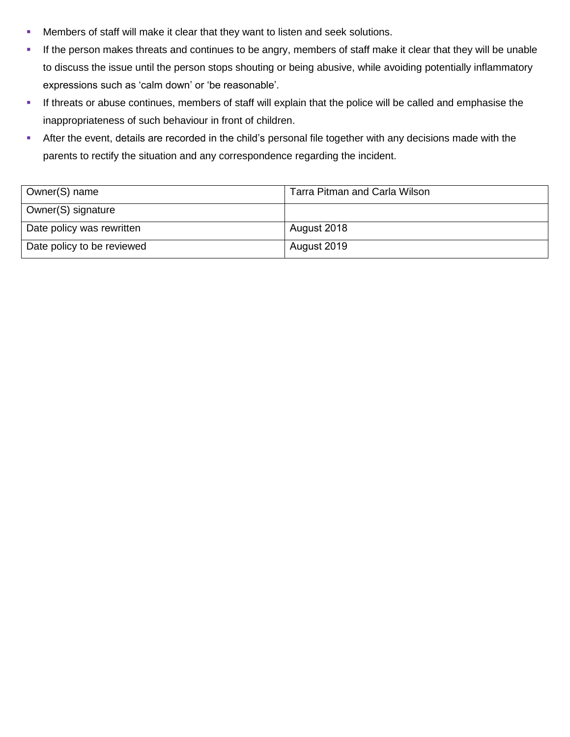- Members of staff will make it clear that they want to listen and seek solutions.
- If the person makes threats and continues to be angry, members of staff make it clear that they will be unable to discuss the issue until the person stops shouting or being abusive, while avoiding potentially inflammatory expressions such as 'calm down' or 'be reasonable'.
- If threats or abuse continues, members of staff will explain that the police will be called and emphasise the inappropriateness of such behaviour in front of children.
- After the event, details are recorded in the child's personal file together with any decisions made with the parents to rectify the situation and any correspondence regarding the incident.

| | |
|---|---|
| Owner(S) name | Tarra Pitman and Carla Wilson |
| Owner(S) signature | |
| Date policy was rewritten | August 2018 |
| Date policy to be reviewed | August 2019 |